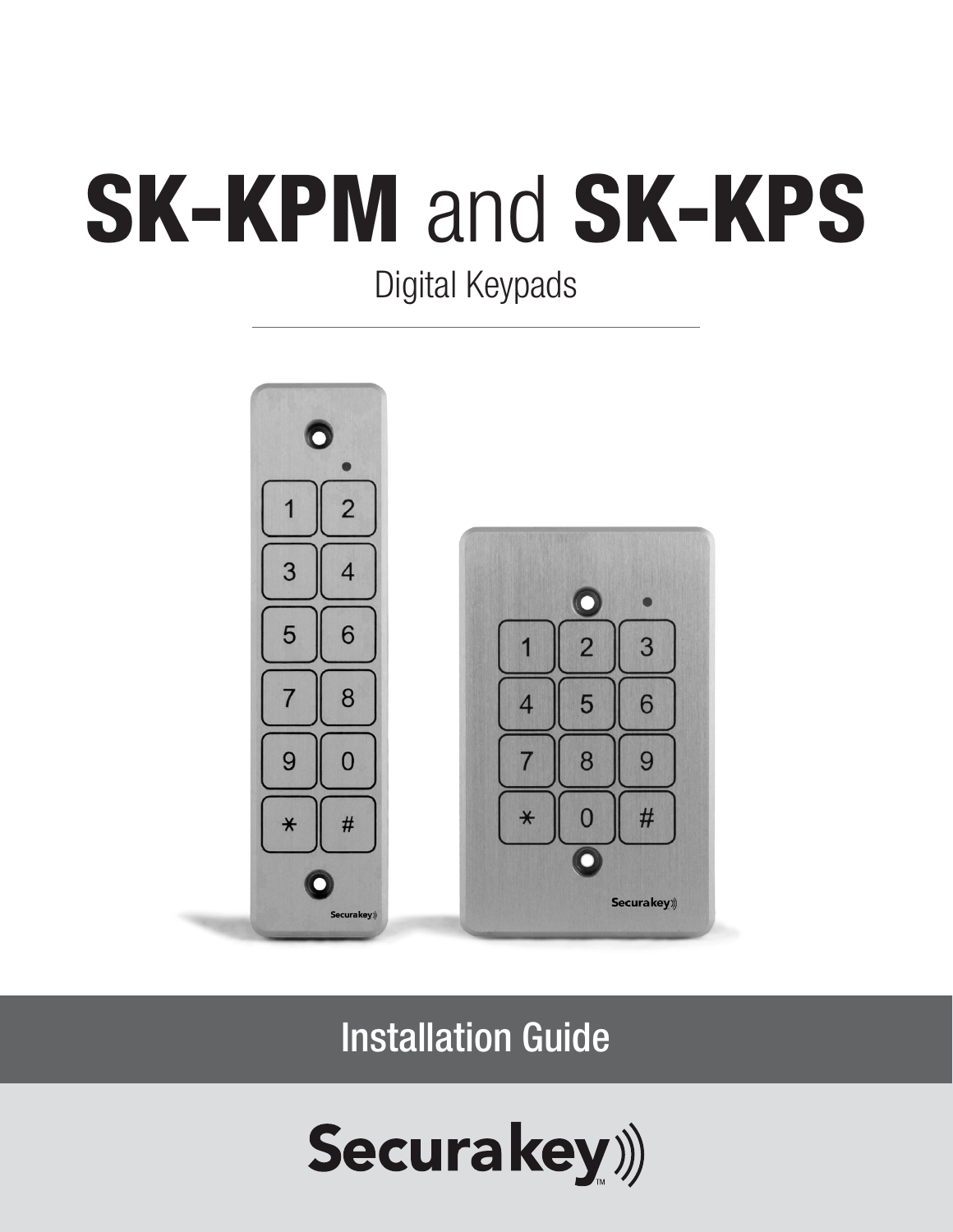# **SK-KPM** and **SK-KPS**

Digital Keypads

## Installation Guide

Securakey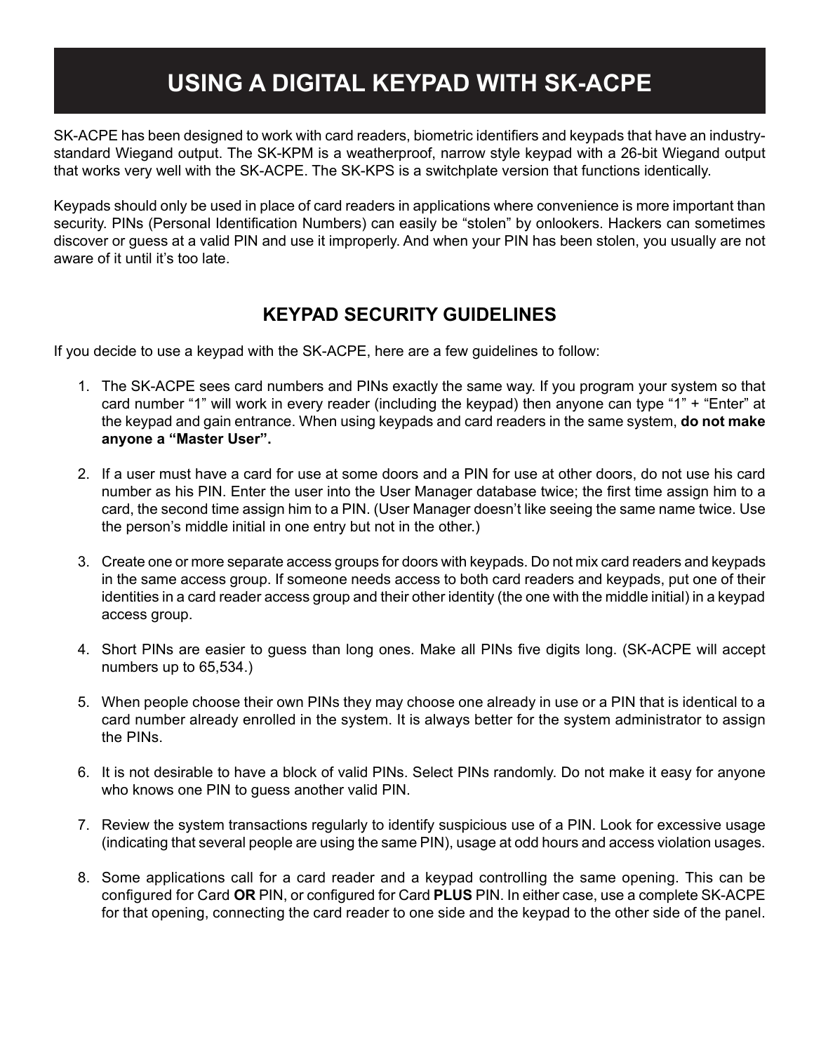# USING A DIGITAL KEYPAD WITH SK-ACPE

SK-ACPE has been designed to work with card readers, biometric identifiers and keypads that have an industry-standard Wiegand output. The SK-KPM is a weatherproof, narrow style keypad with a 26-bit Wiegand output that works very well with the SK-ACPE. The SK-KPS is a switchplate version that functions identically.

Keypads should only be used in place of card readers in applications where convenience is more important than security. PINs (Personal Identification Numbers) can easily be “stolen” by onlookers. Hackers can sometimes discover or guess at a valid PIN and use it improperly. And when your PIN has been stolen, you usually are not aware of it until it’s too late.

## KEYPAD SECURITY GUIDELINES

If you decide to use a keypad with the SK-ACPE, here are a few guidelines to follow:

1. The SK-ACPE sees card numbers and PINs exactly the same way. If you program your system so that card number “1” will work in every reader (including the keypad) then anyone can type “1” + “Enter” at the keypad and gain entrance. When using keypads and card readers in the same system, **do not make anyone a “Master User”.**

2. If a user must have a card for use at some doors and a PIN for use at other doors, do not use his card number as his PIN. Enter the user into the User Manager database twice; the first time assign him to a card, the second time assign him to a PIN. (User Manager doesn’t like seeing the same name twice. Use the person’s middle initial in one entry but not in the other.)

3. Create one or more separate access groups for doors with keypads. Do not mix card readers and keypads in the same access group. If someone needs access to both card readers and keypads, put one of their identities in a card reader access group and their other identity (the one with the middle initial) in a keypad access group.

4. Short PINs are easier to guess than long ones. Make all PINs five digits long. (SK-ACPE will accept numbers up to 65,534.)

5. When people choose their own PINs they may choose one already in use or a PIN that is identical to a card number already enrolled in the system. It is always better for the system administrator to assign the PINs.

6. It is not desirable to have a block of valid PINs. Select PINs randomly. Do not make it easy for anyone who knows one PIN to guess another valid PIN.

7. Review the system transactions regularly to identify suspicious use of a PIN. Look for excessive usage (indicating that several people are using the same PIN), usage at odd hours and access violation usages.

8. Some applications call for a card reader and a keypad controlling the same opening. This can be configured for Card **OR** PIN, or configured for Card **PLUS** PIN. In either case, use a complete SK-ACPE for that opening, connecting the card reader to one side and the keypad to the other side of the panel.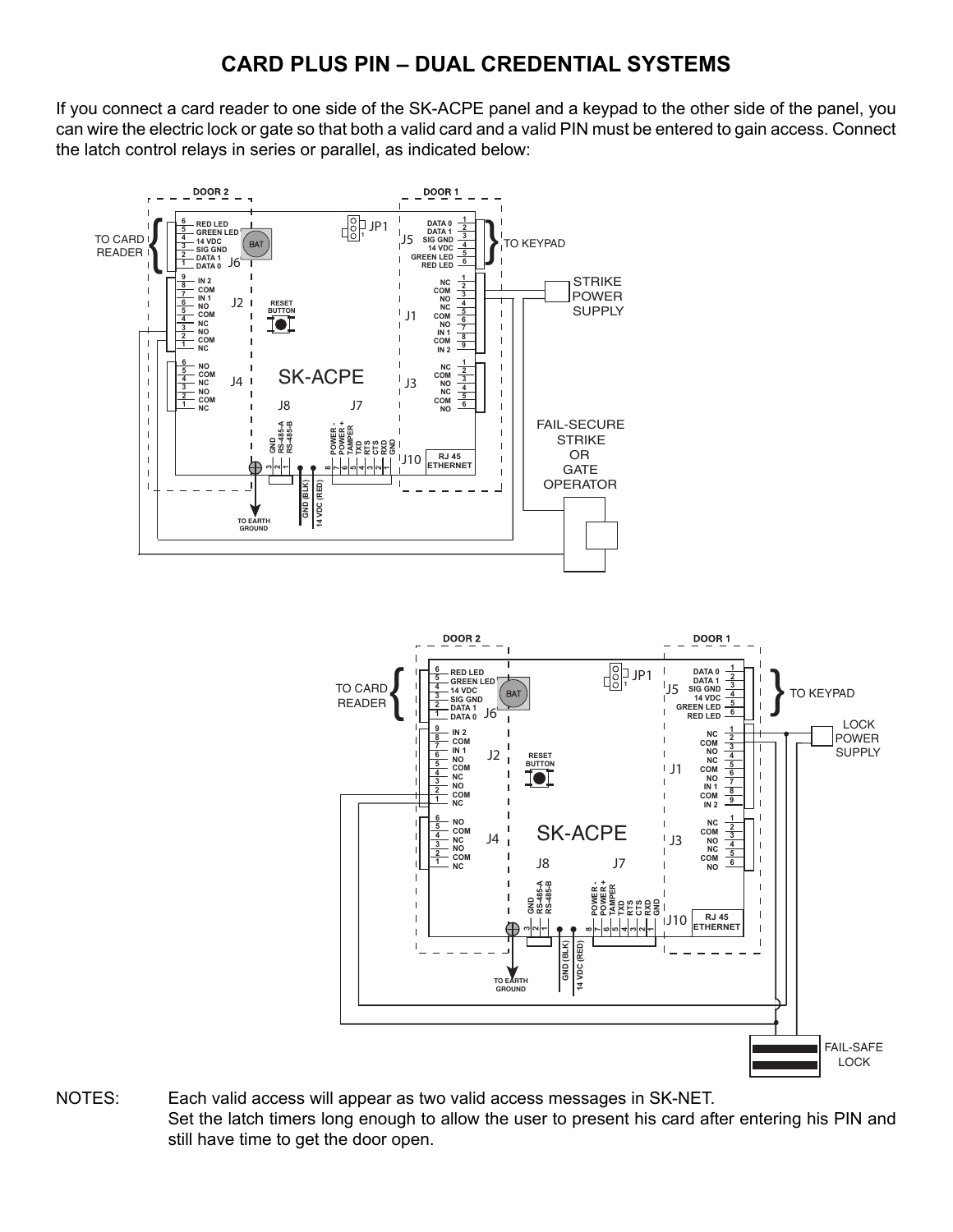# CARD PLUS PIN – DUAL CREDENTIAL SYSTEMS

If you connect a card reader to one side of the SK-ACPE panel and a keypad to the other side of the panel, you can wire the electric lock or gate so that both a valid card and a valid PIN must be entered to gain access. Connect the latch control relays in series or parallel, as indicated below:

NOTES: Each valid access will appear as two valid access messages in SK-NET.
Set the latch timers long enough to allow the user to present his card after entering his PIN and still have time to get the door open.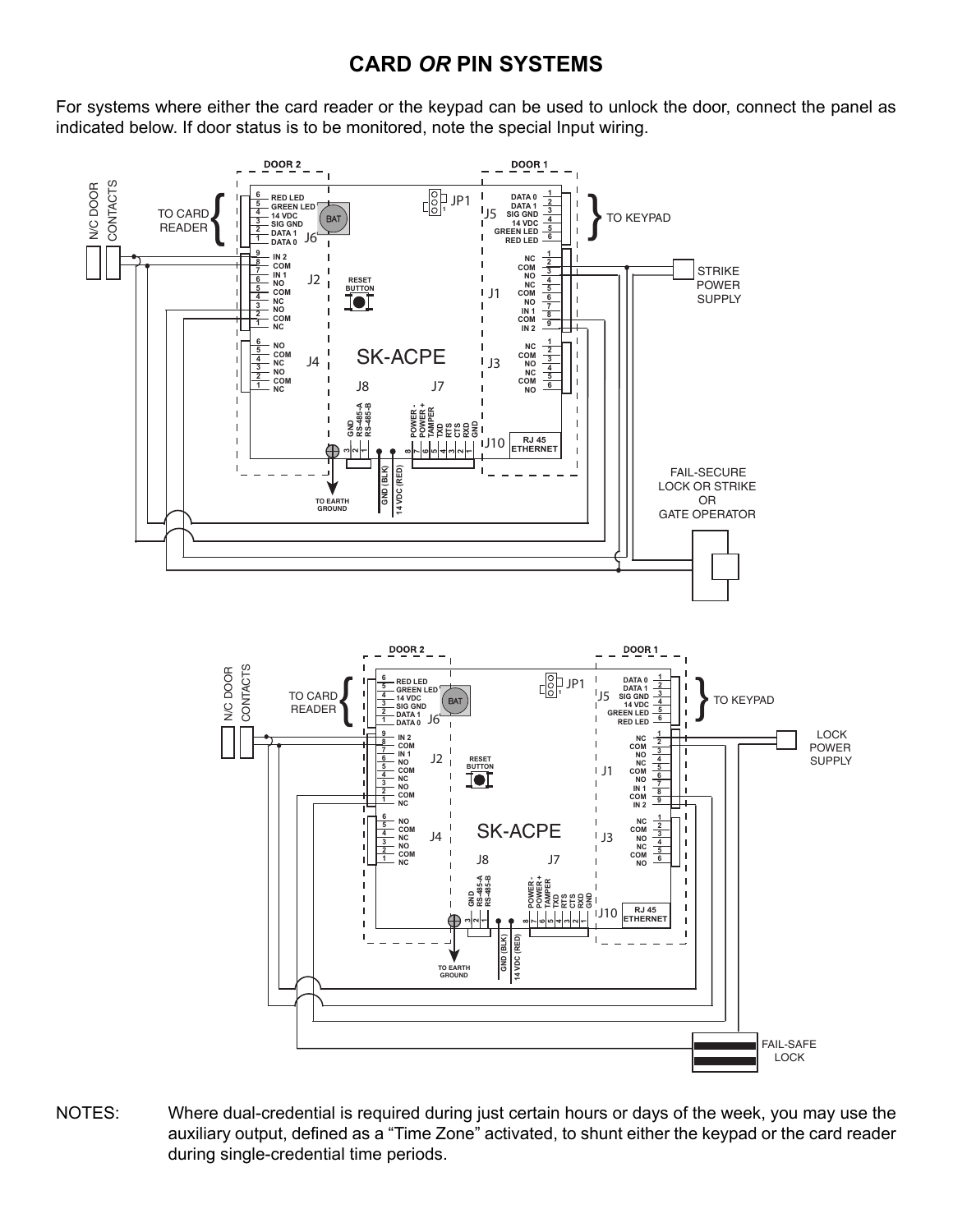# CARD *OR* PIN SYSTEMS

For systems where either the card reader or the keypad can be used to unlock the door, connect the panel as indicated below. If door status is to be monitored, note the special Input wiring.

NOTES: Where dual-credential is required during just certain hours or days of the week, you may use the auxiliary output, defined as a “Time Zone” activated, to shunt either the keypad or the card reader during single-credential time periods.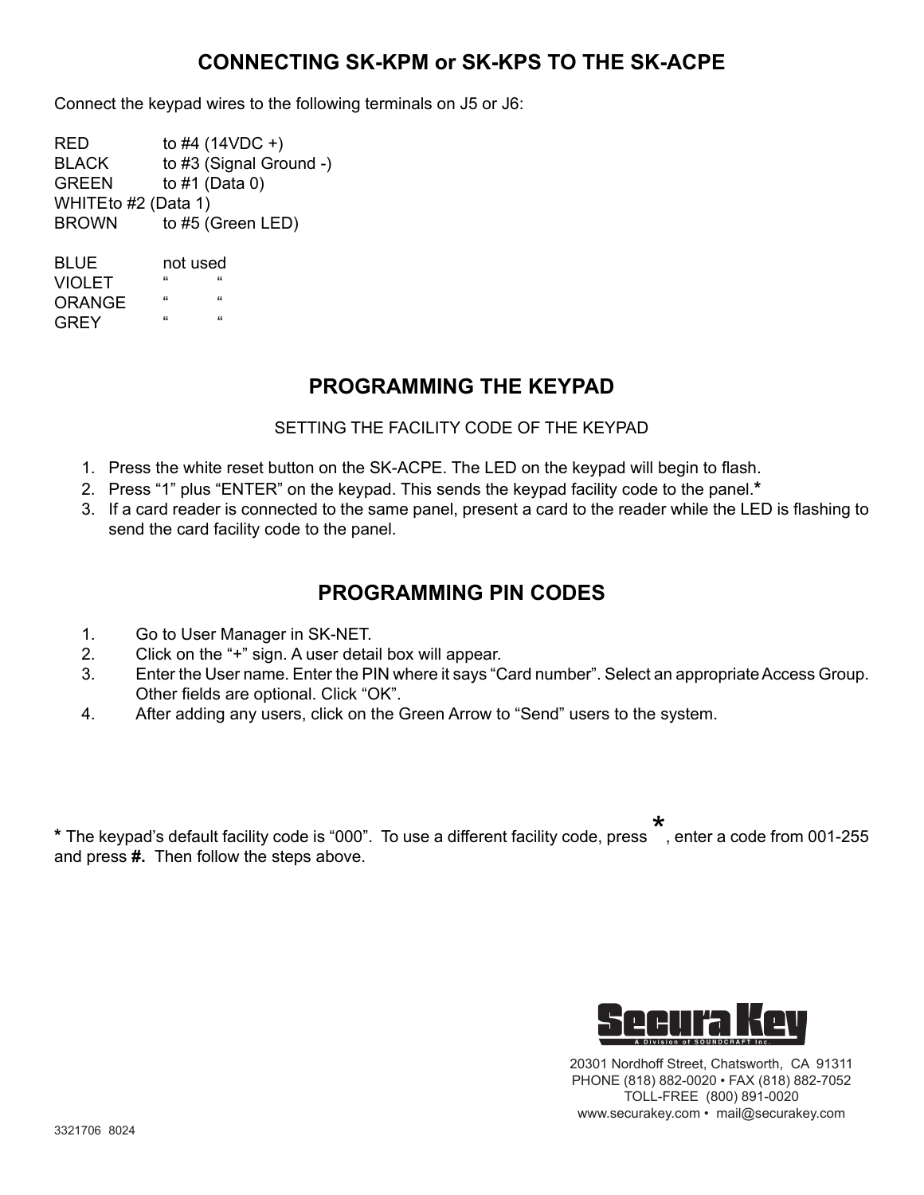## CONNECTING SK-KPM or SK-KPS TO THE SK-ACPE

Connect the keypad wires to the following terminals on J5 or J6:

| | |
|---|---|
| RED | to #4 (14VDC +) |
| BLACK | to #3 (Signal Ground -) |
| GREEN | to #1 (Data 0) |
| WHITE | to #2 (Data 1) |
| BROWN | to #5 (Green LED) |

| | |
|---|---|
| BLUE | not used |
| VIOLET | “ “ |
| ORANGE | “ “ |
| GREY | “ “ |

## PROGRAMMING THE KEYPAD

SETTING THE FACILITY CODE OF THE KEYPAD

1. Press the white reset button on the SK-ACPE. The LED on the keypad will begin to flash.
2. Press “1” plus “ENTER” on the keypad. This sends the keypad facility code to the panel.**\***
3. If a card reader is connected to the same panel, present a card to the reader while the LED is flashing to send the card facility code to the panel.

## PROGRAMMING PIN CODES

1. Go to User Manager in SK-NET.
2. Click on the “+” sign. A user detail box will appear.
3. Enter the User name. Enter the PIN where it says “Card number”. Select an appropriate Access Group. Other fields are optional. Click “OK”.
4. After adding any users, click on the Green Arrow to “Send” users to the system.

**\*** The keypad’s default facility code is “000”. To use a different facility code, press **\***, enter a code from 001-255 and press **#.** Then follow the steps above.

Secura Key
A Division of SOUNDCRAFT Inc.

20301 Nordhoff Street, Chatsworth, CA 91311
PHONE (818) 882-0020 • FAX (818) 882-7052
TOLL-FREE (800) 891-0020
www.securakey.com • mail@securakey.com

3321706 8024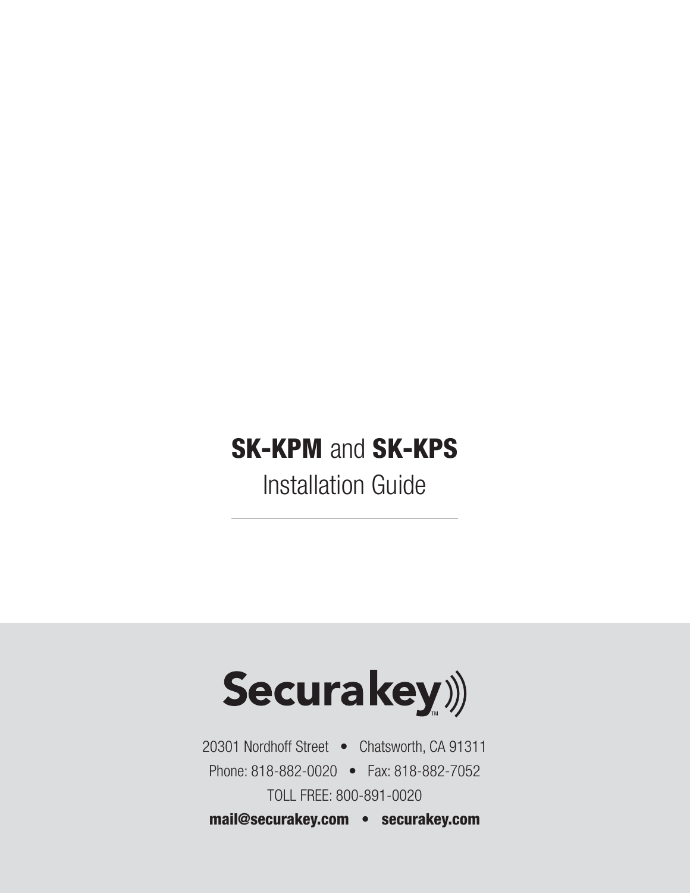# **SK-KPM** and **SK-KPS**

Installation Guide

---

Securakey™

20301 Nordhoff Street • Chatsworth, CA 91311

Phone: 818-882-0020 • Fax: 818-882-7052

TOLL FREE: 800-891-0020

**mail@securakey.com • securakey.com**